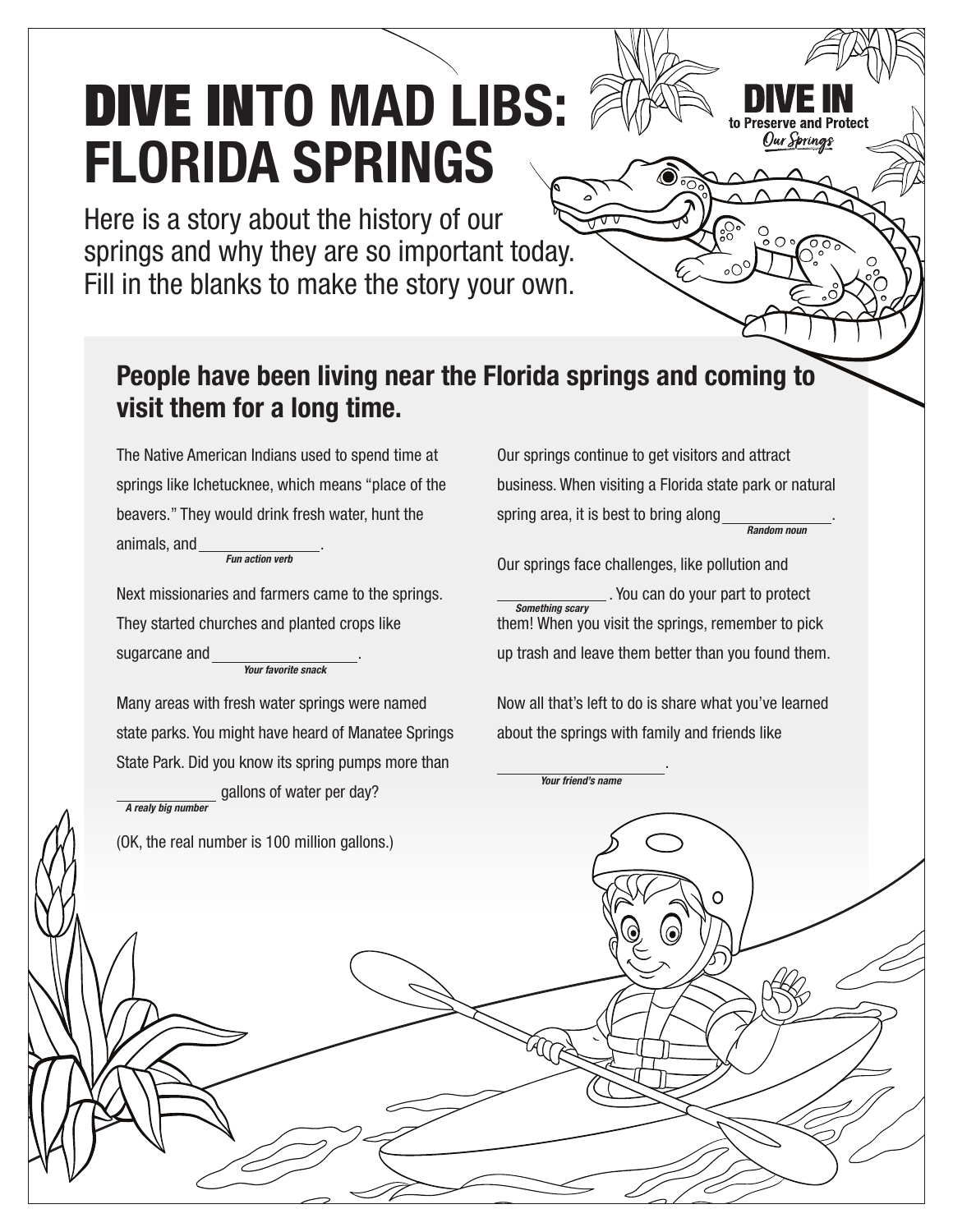# DIVE INTO MAD LIBS: FLORIDA SPRINGS

**DIVE IN** to Preserve and Protect *Our Springs*

Here is a story about the history of our springs and why they are so important today. Fill in the blanks to make the story your own.

## People have been living near the Florida springs and coming to visit them for a long time.

The Native American Indians used to spend time at springs like Ichetucknee, which means "place of the beavers." They would drink fresh water, hunt the animals, and _______________.
*Fun action verb*

Next missionaries and farmers came to the springs. They started churches and planted crops like sugarcane and _______________.
*Your favorite snack*

Many areas with fresh water springs were named state parks. You might have heard of Manatee Springs State Park. Did you know its spring pumps more than _______________ gallons of water per day?
*A realy big number*

(OK, the real number is 100 million gallons.)

Our springs continue to get visitors and attract business. When visiting a Florida state park or natural spring area, it is best to bring along _______________.
*Random noun*

Our springs face challenges, like pollution and _______________. You can do your part to protect them! When you visit the springs, remember to pick up trash and leave them better than you found them.
*Something scary*

Now all that's left to do is share what you've learned about the springs with family and friends like _______________.
*Your friend's name*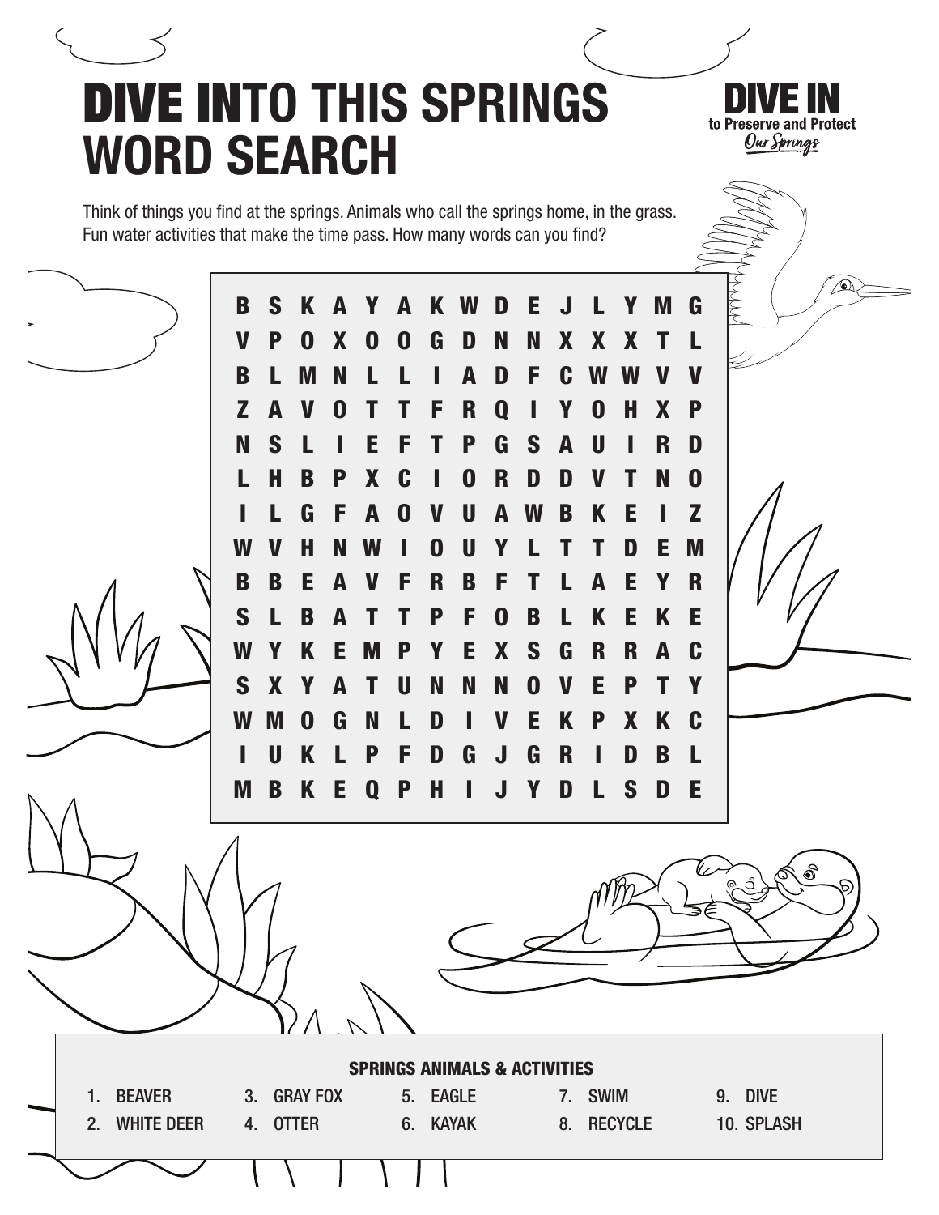# DIVE INTO THIS SPRINGS WORD SEARCH

**DIVE IN**
to Preserve and Protect
*Our Springs*

Think of things you find at the springs. Animals who call the springs home, in the grass. Fun water activities that make the time pass. How many words can you find?

| | | | | | | | | | | | | | | |
|---|---|---|---|---|---|---|---|---|---|---|---|---|---|---|
| B | S | K | A | Y | A | K | W | D | E | J | L | Y | M | G |
| V | P | O | X | O | O | G | D | N | N | X | X | X | T | L |
| B | L | M | N | L | L | I | A | D | F | C | W | W | V | V |
| Z | A | V | O | T | T | F | R | Q | I | Y | O | H | X | P |
| N | S | L | I | E | F | T | P | G | S | A | U | I | R | D |
| L | H | B | P | X | C | I | O | R | D | D | V | T | N | O |
| I | L | G | F | A | O | V | U | A | W | B | K | E | I | Z |
| W | V | H | N | W | I | O | U | Y | L | T | T | D | E | M |
| B | B | E | A | V | F | R | B | F | T | L | A | E | Y | R |
| S | L | B | A | T | T | P | F | O | B | L | K | E | K | E |
| W | Y | K | E | M | P | Y | E | X | S | G | R | R | A | C |
| S | X | Y | A | T | U | N | N | N | O | V | E | P | T | Y |
| W | M | O | G | N | L | D | I | V | E | K | P | X | K | C |
| I | U | K | L | P | F | D | G | J | G | R | I | D | B | L |
| M | B | K | E | Q | P | H | I | J | Y | D | L | S | D | E |

**SPRINGS ANIMALS & ACTIVITIES**

1. BEAVER
2. WHITE DEER
3. GRAY FOX
4. OTTER
5. EAGLE
6. KAYAK
7. SWIM
8. RECYCLE
9. DIVE
10. SPLASH